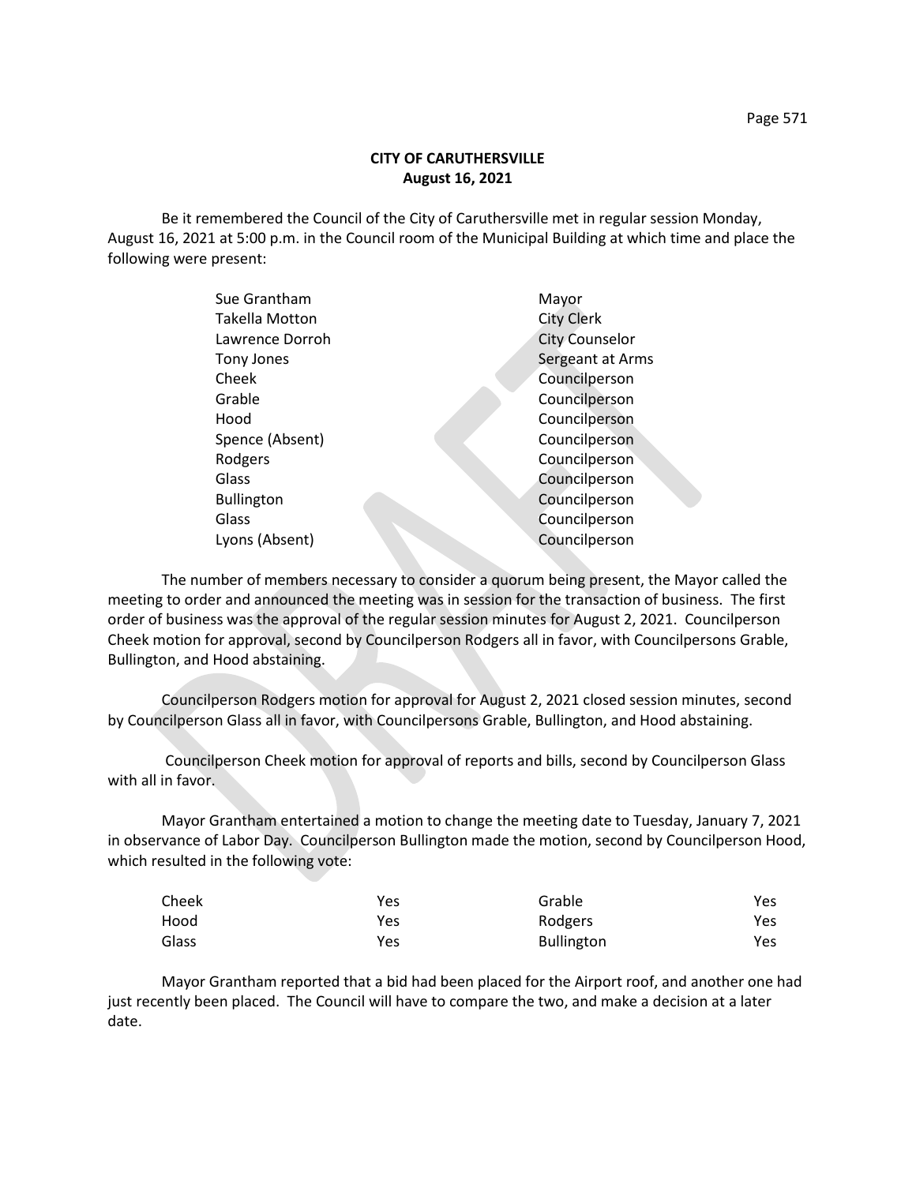**CITY OF CARUTHERSVILLE**
**August 16, 2021**

Be it remembered the Council of the City of Caruthersville met in regular session Monday, August 16, 2021 at 5:00 p.m. in the Council room of the Municipal Building at which time and place the following were present:

| | |
|---|---|
| Sue Grantham | Mayor |
| Takella Motton | City Clerk |
| Lawrence Dorroh | City Counselor |
| Tony Jones | Sergeant at Arms |
| Cheek | Councilperson |
| Grable | Councilperson |
| Hood | Councilperson |
| Spence (Absent) | Councilperson |
| Rodgers | Councilperson |
| Glass | Councilperson |
| Bullington | Councilperson |
| Glass | Councilperson |
| Lyons (Absent) | Councilperson |

The number of members necessary to consider a quorum being present, the Mayor called the meeting to order and announced the meeting was in session for the transaction of business. The first order of business was the approval of the regular session minutes for August 2, 2021. Councilperson Cheek motion for approval, second by Councilperson Rodgers all in favor, with Councilpersons Grable, Bullington, and Hood abstaining.

Councilperson Rodgers motion for approval for August 2, 2021 closed session minutes, second by Councilperson Glass all in favor, with Councilpersons Grable, Bullington, and Hood abstaining.

Councilperson Cheek motion for approval of reports and bills, second by Councilperson Glass with all in favor.

Mayor Grantham entertained a motion to change the meeting date to Tuesday, January 7, 2021 in observance of Labor Day. Councilperson Bullington made the motion, second by Councilperson Hood, which resulted in the following vote:

| | | | |
|---|---|---|---|
| Cheek | Yes | Grable | Yes |
| Hood | Yes | Rodgers | Yes |
| Glass | Yes | Bullington | Yes |

Mayor Grantham reported that a bid had been placed for the Airport roof, and another one had just recently been placed. The Council will have to compare the two, and make a decision at a later date.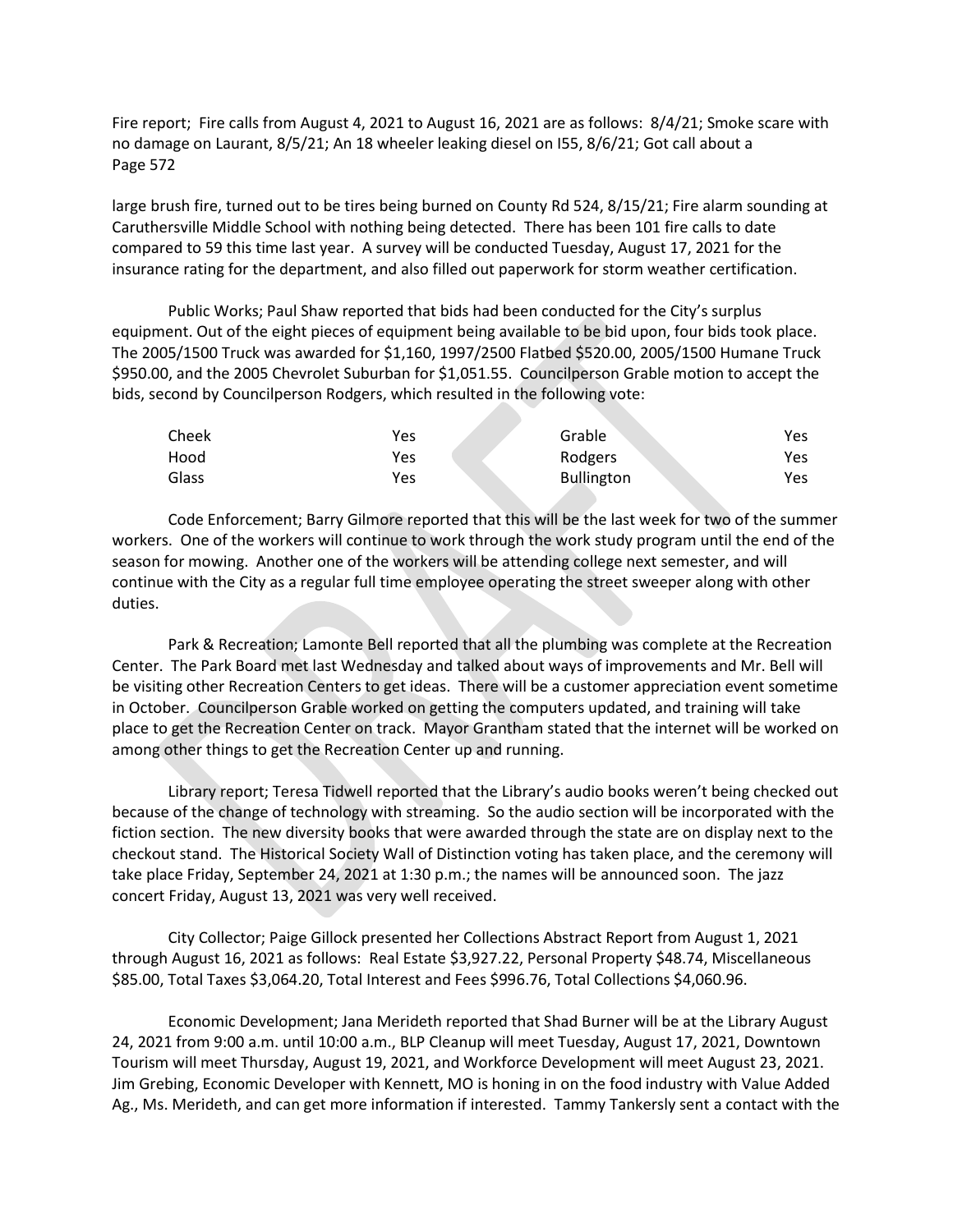Fire report; Fire calls from August 4, 2021 to August 16, 2021 are as follows: 8/4/21; Smoke scare with no damage on Laurant, 8/5/21; An 18 wheeler leaking diesel on I55, 8/6/21; Got call about a large brush fire, turned out to be tires being burned on County Rd 524, 8/15/21; Fire alarm sounding at Caruthersville Middle School with nothing being detected. There has been 101 fire calls to date compared to 59 this time last year. A survey will be conducted Tuesday, August 17, 2021 for the insurance rating for the department, and also filled out paperwork for storm weather certification.

Public Works; Paul Shaw reported that bids had been conducted for the City's surplus equipment. Out of the eight pieces of equipment being available to be bid upon, four bids took place. The 2005/1500 Truck was awarded for $1,160, 1997/2500 Flatbed $520.00, 2005/1500 Humane Truck $950.00, and the 2005 Chevrolet Suburban for $1,051.55. Councilperson Grable motion to accept the bids, second by Councilperson Rodgers, which resulted in the following vote:

| | | | |
|---|---|---|---|
| Cheek | Yes | Grable | Yes |
| Hood | Yes | Rodgers | Yes |
| Glass | Yes | Bullington | Yes |

Code Enforcement; Barry Gilmore reported that this will be the last week for two of the summer workers. One of the workers will continue to work through the work study program until the end of the season for mowing. Another one of the workers will be attending college next semester, and will continue with the City as a regular full time employee operating the street sweeper along with other duties.

Park & Recreation; Lamonte Bell reported that all the plumbing was complete at the Recreation Center. The Park Board met last Wednesday and talked about ways of improvements and Mr. Bell will be visiting other Recreation Centers to get ideas. There will be a customer appreciation event sometime in October. Councilperson Grable worked on getting the computers updated, and training will take place to get the Recreation Center on track. Mayor Grantham stated that the internet will be worked on among other things to get the Recreation Center up and running.

Library report; Teresa Tidwell reported that the Library's audio books weren't being checked out because of the change of technology with streaming. So the audio section will be incorporated with the fiction section. The new diversity books that were awarded through the state are on display next to the checkout stand. The Historical Society Wall of Distinction voting has taken place, and the ceremony will take place Friday, September 24, 2021 at 1:30 p.m.; the names will be announced soon. The jazz concert Friday, August 13, 2021 was very well received.

City Collector; Paige Gillock presented her Collections Abstract Report from August 1, 2021 through August 16, 2021 as follows: Real Estate $3,927.22, Personal Property $48.74, Miscellaneous $85.00, Total Taxes $3,064.20, Total Interest and Fees $996.76, Total Collections $4,060.96.

Economic Development; Jana Merideth reported that Shad Burner will be at the Library August 24, 2021 from 9:00 a.m. until 10:00 a.m., BLP Cleanup will meet Tuesday, August 17, 2021, Downtown Tourism will meet Thursday, August 19, 2021, and Workforce Development will meet August 23, 2021. Jim Grebing, Economic Developer with Kennett, MO is honing in on the food industry with Value Added Ag., Ms. Merideth, and can get more information if interested. Tammy Tankersly sent a contact with the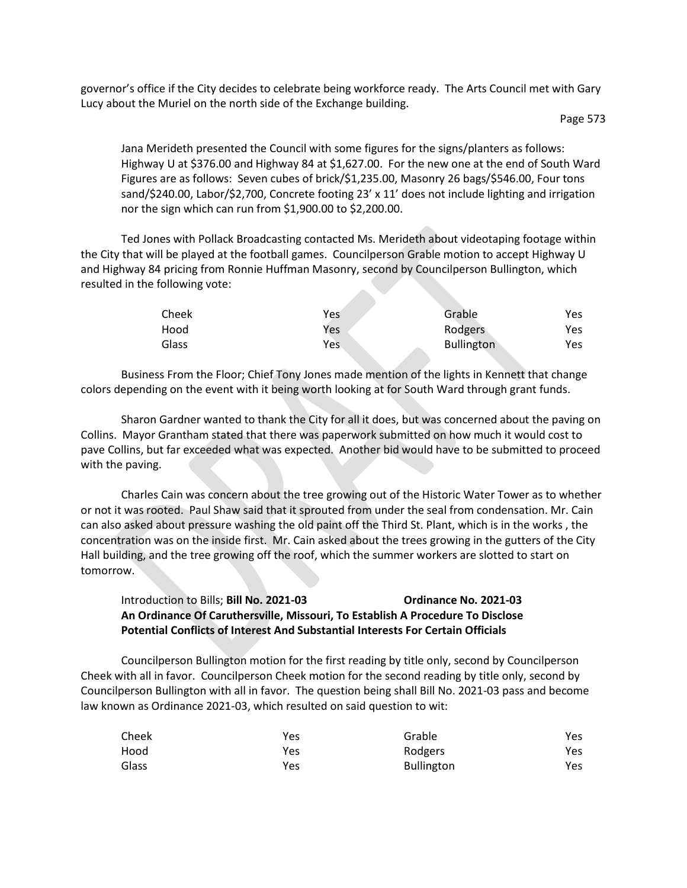governor's office if the City decides to celebrate being workforce ready. The Arts Council met with Gary Lucy about the Muriel on the north side of the Exchange building.

Jana Merideth presented the Council with some figures for the signs/planters as follows: Highway U at $376.00 and Highway 84 at $1,627.00. For the new one at the end of South Ward Figures are as follows: Seven cubes of brick/$1,235.00, Masonry 26 bags/$546.00, Four tons sand/$240.00, Labor/$2,700, Concrete footing 23' x 11' does not include lighting and irrigation nor the sign which can run from $1,900.00 to $2,200.00.

Ted Jones with Pollack Broadcasting contacted Ms. Merideth about videotaping footage within the City that will be played at the football games. Councilperson Grable motion to accept Highway U and Highway 84 pricing from Ronnie Huffman Masonry, second by Councilperson Bullington, which resulted in the following vote:

| | | | |
|---|---|---|---|
| Cheek | Yes | Grable | Yes |
| Hood | Yes | Rodgers | Yes |
| Glass | Yes | Bullington | Yes |

Business From the Floor; Chief Tony Jones made mention of the lights in Kennett that change colors depending on the event with it being worth looking at for South Ward through grant funds.

Sharon Gardner wanted to thank the City for all it does, but was concerned about the paving on Collins. Mayor Grantham stated that there was paperwork submitted on how much it would cost to pave Collins, but far exceeded what was expected. Another bid would have to be submitted to proceed with the paving.

Charles Cain was concern about the tree growing out of the Historic Water Tower as to whether or not it was rooted. Paul Shaw said that it sprouted from under the seal from condensation. Mr. Cain can also asked about pressure washing the old paint off the Third St. Plant, which is in the works , the concentration was on the inside first. Mr. Cain asked about the trees growing in the gutters of the City Hall building, and the tree growing off the roof, which the summer workers are slotted to start on tomorrow.

Introduction to Bills; **Bill No. 2021-03** **Ordinance No. 2021-03**
**An Ordinance Of Caruthersville, Missouri, To Establish A Procedure To Disclose Potential Conflicts of Interest And Substantial Interests For Certain Officials**

Councilperson Bullington motion for the first reading by title only, second by Councilperson Cheek with all in favor. Councilperson Cheek motion for the second reading by title only, second by Councilperson Bullington with all in favor. The question being shall Bill No. 2021-03 pass and become law known as Ordinance 2021-03, which resulted on said question to wit:

| | | | |
|---|---|---|---|
| Cheek | Yes | Grable | Yes |
| Hood | Yes | Rodgers | Yes |
| Glass | Yes | Bullington | Yes |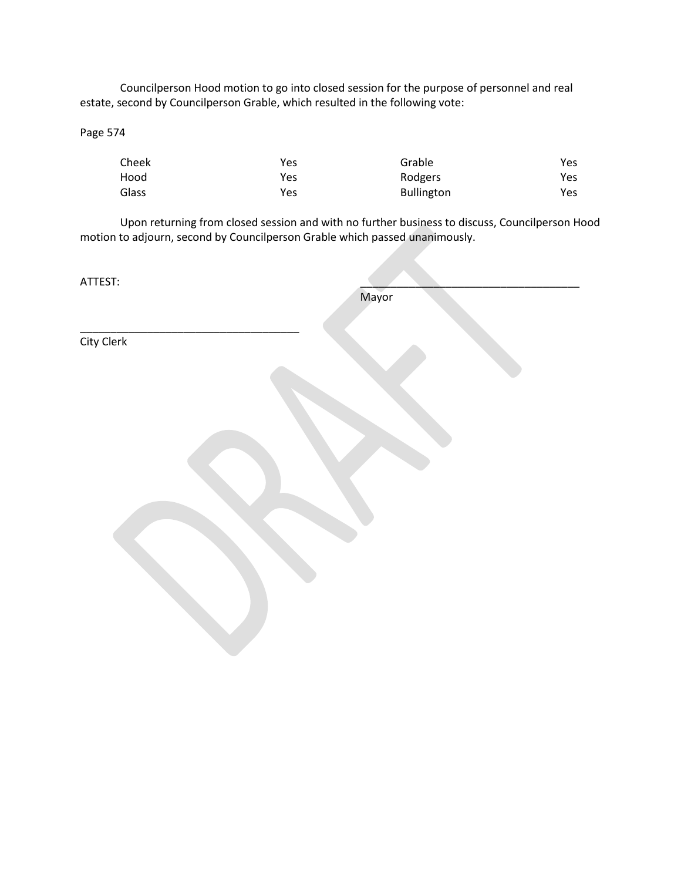Councilperson Hood motion to go into closed session for the purpose of personnel and real estate, second by Councilperson Grable, which resulted in the following vote:

Page 574

| | | | |
|---|---|---|---|
| Cheek | Yes | Grable | Yes |
| Hood | Yes | Rodgers | Yes |
| Glass | Yes | Bullington | Yes |

Upon returning from closed session and with no further business to discuss, Councilperson Hood motion to adjourn, second by Councilperson Grable which passed unanimously.

ATTEST: ____________________________________
Mayor

____________________________________
City Clerk